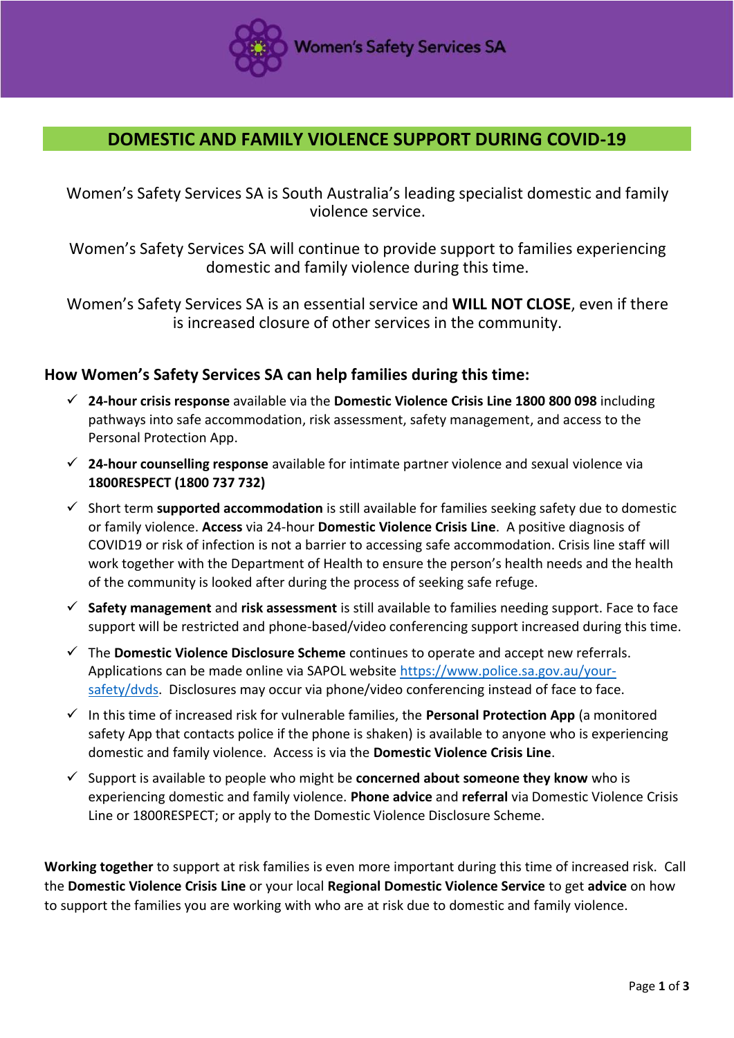Women's Safety Services SA

# DOMESTIC AND FAMILY VIOLENCE SUPPORT DURING COVID-19

Women's Safety Services SA is South Australia's leading specialist domestic and family violence service.

Women's Safety Services SA will continue to provide support to families experiencing domestic and family violence during this time.

Women's Safety Services SA is an essential service and **WILL NOT CLOSE**, even if there is increased closure of other services in the community.

## How Women's Safety Services SA can help families during this time:

- ✓ **24-hour crisis response** available via the **Domestic Violence Crisis Line 1800 800 098** including pathways into safe accommodation, risk assessment, safety management, and access to the Personal Protection App.
- ✓ **24-hour counselling response** available for intimate partner violence and sexual violence via **1800RESPECT (1800 737 732)**
- ✓ Short term **supported accommodation** is still available for families seeking safety due to domestic or family violence. **Access** via 24-hour **Domestic Violence Crisis Line**. A positive diagnosis of COVID19 or risk of infection is not a barrier to accessing safe accommodation. Crisis line staff will work together with the Department of Health to ensure the person's health needs and the health of the community is looked after during the process of seeking safe refuge.
- ✓ **Safety management** and **risk assessment** is still available to families needing support. Face to face support will be restricted and phone-based/video conferencing support increased during this time.
- ✓ The **Domestic Violence Disclosure Scheme** continues to operate and accept new referrals. Applications can be made online via SAPOL website https://www.police.sa.gov.au/your-safety/dvds. Disclosures may occur via phone/video conferencing instead of face to face.
- ✓ In this time of increased risk for vulnerable families, the **Personal Protection App** (a monitored safety App that contacts police if the phone is shaken) is available to anyone who is experiencing domestic and family violence. Access is via the **Domestic Violence Crisis Line**.
- ✓ Support is available to people who might be **concerned about someone they know** who is experiencing domestic and family violence. **Phone advice** and **referral** via Domestic Violence Crisis Line or 1800RESPECT; or apply to the Domestic Violence Disclosure Scheme.

**Working together** to support at risk families is even more important during this time of increased risk. Call the **Domestic Violence Crisis Line** or your local **Regional Domestic Violence Service** to get **advice** on how to support the families you are working with who are at risk due to domestic and family violence.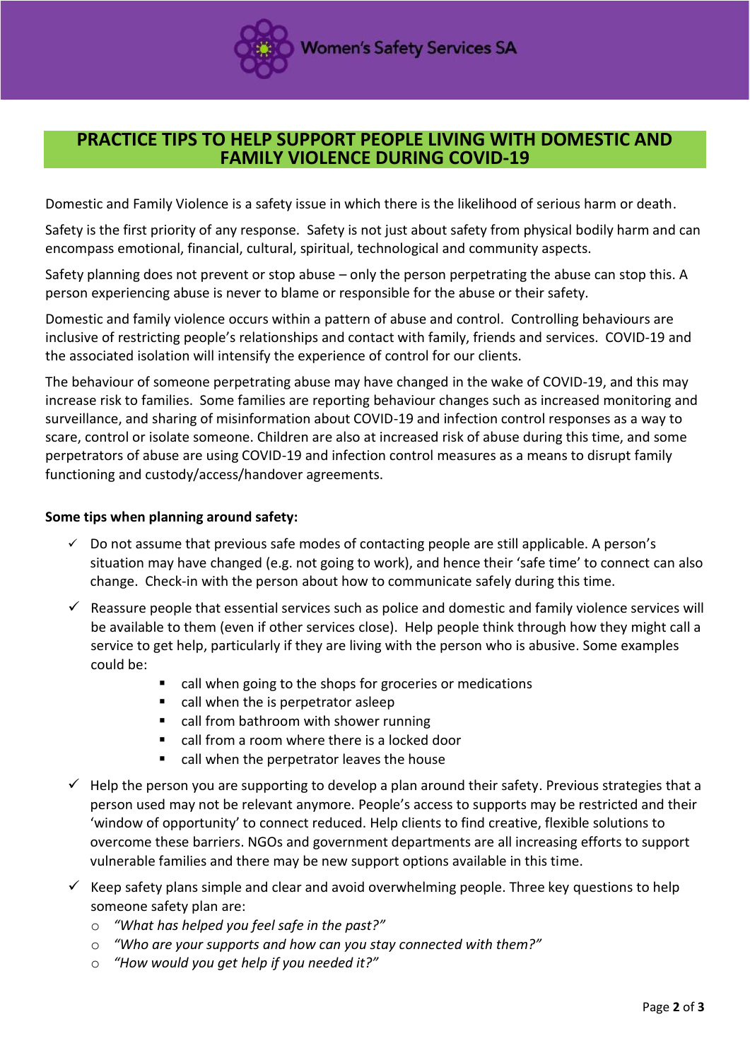# PRACTICE TIPS TO HELP SUPPORT PEOPLE LIVING WITH DOMESTIC AND FAMILY VIOLENCE DURING COVID-19

Domestic and Family Violence is a safety issue in which there is the likelihood of serious harm or death.

Safety is the first priority of any response. Safety is not just about safety from physical bodily harm and can encompass emotional, financial, cultural, spiritual, technological and community aspects.

Safety planning does not prevent or stop abuse – only the person perpetrating the abuse can stop this. A person experiencing abuse is never to blame or responsible for the abuse or their safety.

Domestic and family violence occurs within a pattern of abuse and control. Controlling behaviours are inclusive of restricting people's relationships and contact with family, friends and services. COVID-19 and the associated isolation will intensify the experience of control for our clients.

The behaviour of someone perpetrating abuse may have changed in the wake of COVID-19, and this may increase risk to families. Some families are reporting behaviour changes such as increased monitoring and surveillance, and sharing of misinformation about COVID-19 and infection control responses as a way to scare, control or isolate someone. Children are also at increased risk of abuse during this time, and some perpetrators of abuse are using COVID-19 and infection control measures as a means to disrupt family functioning and custody/access/handover agreements.

**Some tips when planning around safety:**

- ✓ Do not assume that previous safe modes of contacting people are still applicable. A person's situation may have changed (e.g. not going to work), and hence their 'safe time' to connect can also change. Check-in with the person about how to communicate safely during this time.
- ✓ Reassure people that essential services such as police and domestic and family violence services will be available to them (even if other services close). Help people think through how they might call a service to get help, particularly if they are living with the person who is abusive. Some examples could be:
  - call when going to the shops for groceries or medications
  - call when the is perpetrator asleep
  - call from bathroom with shower running
  - call from a room where there is a locked door
  - call when the perpetrator leaves the house
- ✓ Help the person you are supporting to develop a plan around their safety. Previous strategies that a person used may not be relevant anymore. People's access to supports may be restricted and their 'window of opportunity' to connect reduced. Help clients to find creative, flexible solutions to overcome these barriers. NGOs and government departments are all increasing efforts to support vulnerable families and there may be new support options available in this time.
- ✓ Keep safety plans simple and clear and avoid overwhelming people. Three key questions to help someone safety plan are:
  - *"What has helped you feel safe in the past?"*
  - *"Who are your supports and how can you stay connected with them?"*
  - *"How would you get help if you needed it?"*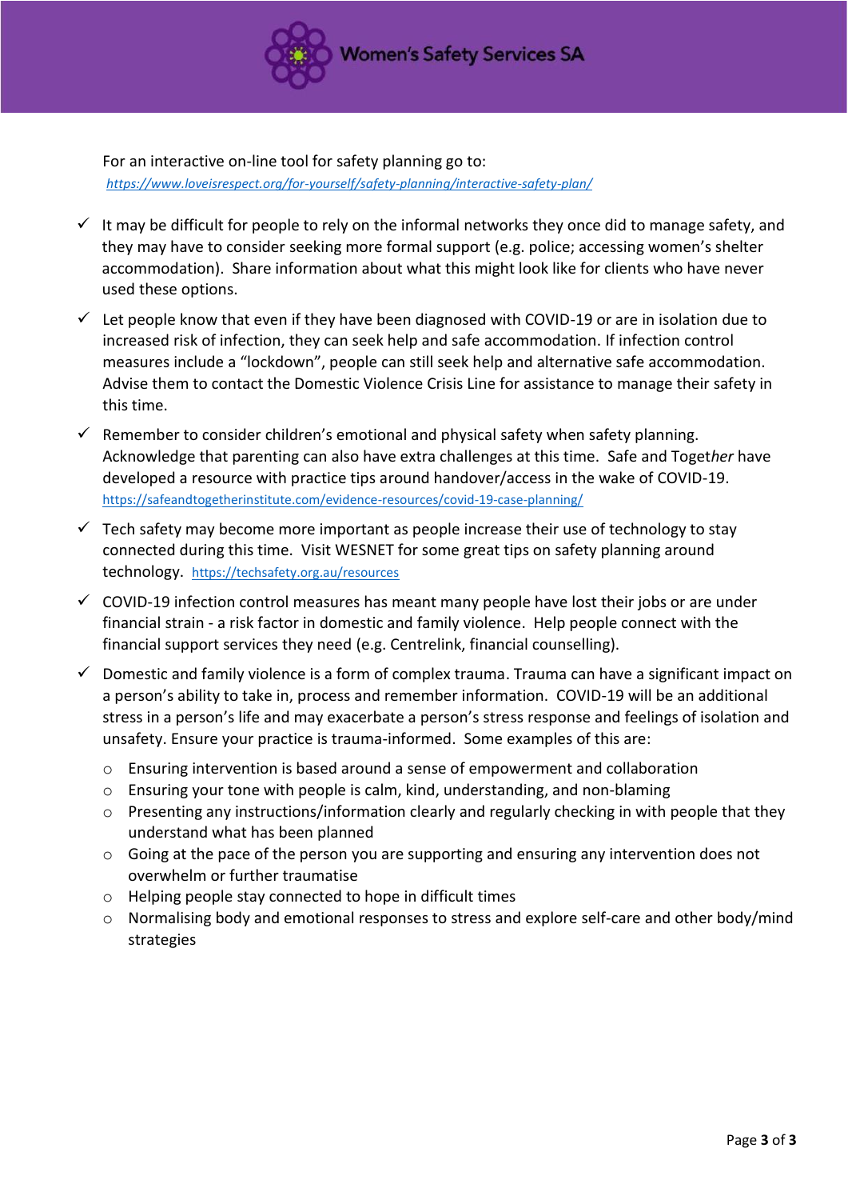For an interactive on-line tool for safety planning go to:
https://www.loveisrespect.org/for-yourself/safety-planning/interactive-safety-plan/

- ✓ It may be difficult for people to rely on the informal networks they once did to manage safety, and they may have to consider seeking more formal support (e.g. police; accessing women's shelter accommodation). Share information about what this might look like for clients who have never used these options.
- ✓ Let people know that even if they have been diagnosed with COVID-19 or are in isolation due to increased risk of infection, they can seek help and safe accommodation. If infection control measures include a "lockdown", people can still seek help and alternative safe accommodation. Advise them to contact the Domestic Violence Crisis Line for assistance to manage their safety in this time.
- ✓ Remember to consider children's emotional and physical safety when safety planning. Acknowledge that parenting can also have extra challenges at this time. Safe and Toget*her* have developed a resource with practice tips around handover/access in the wake of COVID-19. https://safeandtogetherinstitute.com/evidence-resources/covid-19-case-planning/
- ✓ Tech safety may become more important as people increase their use of technology to stay connected during this time. Visit WESNET for some great tips on safety planning around technology. https://techsafety.org.au/resources
- ✓ COVID-19 infection control measures has meant many people have lost their jobs or are under financial strain - a risk factor in domestic and family violence. Help people connect with the financial support services they need (e.g. Centrelink, financial counselling).
- ✓ Domestic and family violence is a form of complex trauma. Trauma can have a significant impact on a person's ability to take in, process and remember information. COVID-19 will be an additional stress in a person's life and may exacerbate a person's stress response and feelings of isolation and unsafety. Ensure your practice is trauma-informed. Some examples of this are:
  - Ensuring intervention is based around a sense of empowerment and collaboration
  - Ensuring your tone with people is calm, kind, understanding, and non-blaming
  - Presenting any instructions/information clearly and regularly checking in with people that they understand what has been planned
  - Going at the pace of the person you are supporting and ensuring any intervention does not overwhelm or further traumatise
  - Helping people stay connected to hope in difficult times
  - Normalising body and emotional responses to stress and explore self-care and other body/mind strategies